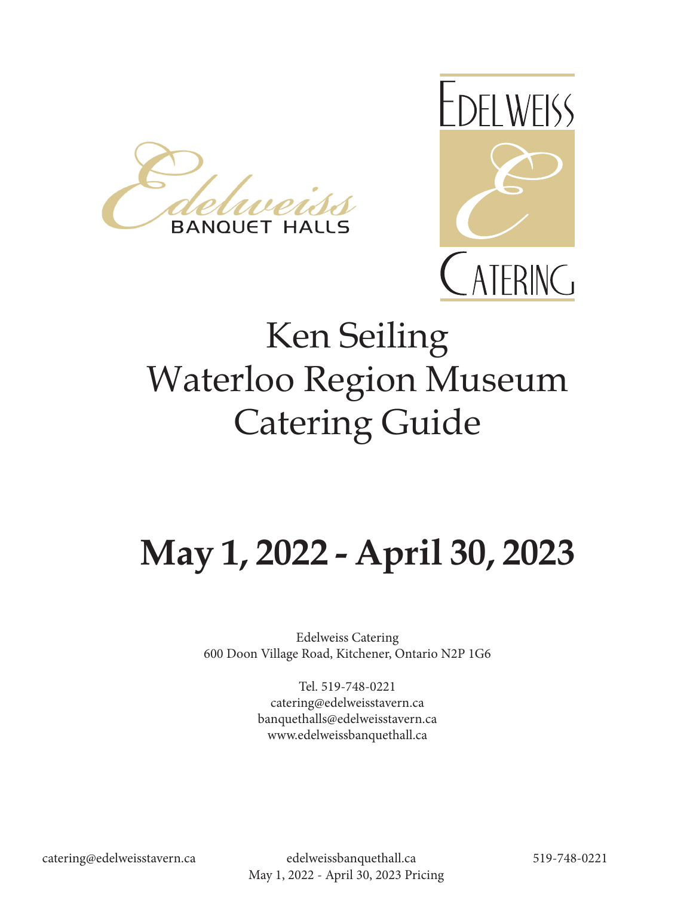Edelweiss BANQUET HALLS

EDELWEISS CATERING

# Ken Seiling Waterloo Region Museum Catering Guide

## May 1, 2022 - April 30, 2023

Edelweiss Catering
600 Doon Village Road, Kitchener, Ontario N2P 1G6

Tel. 519-748-0221
catering@edelweisstavern.ca
banquethalls@edelweisstavern.ca
www.edelweissbanquethall.ca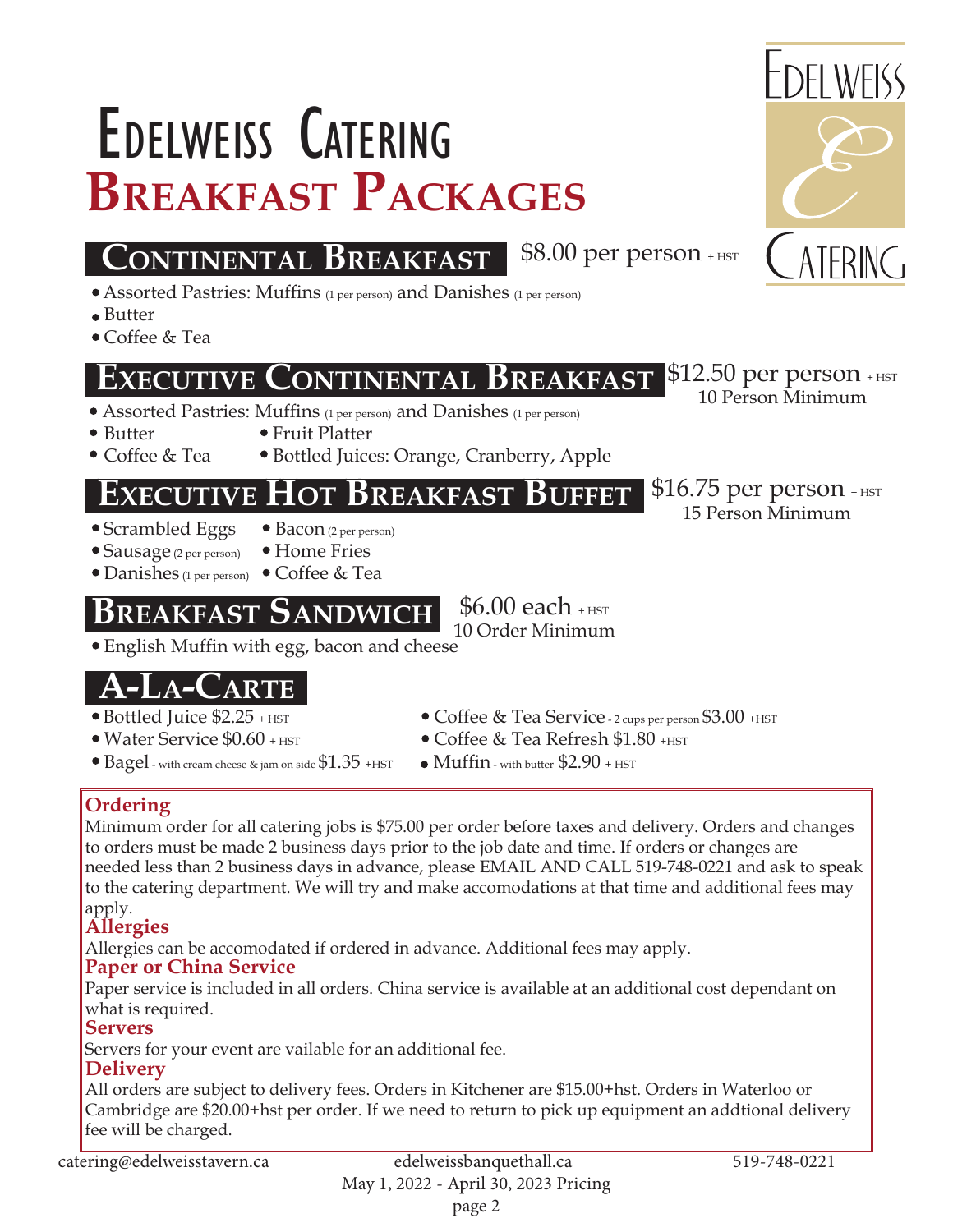# Edelweiss Catering

# Breakfast Packages

## Continental Breakfast

$8.00 per person + HST

- Assorted Pastries: Muffins (1 per person) and Danishes (1 per person)
- Butter
- Coffee & Tea

## Executive Continental Breakfast

$12.50 per person + HST
10 Person Minimum

- Assorted Pastries: Muffins (1 per person) and Danishes (1 per person)
- Butter
- Coffee & Tea
- Fruit Platter
- Bottled Juices: Orange, Cranberry, Apple

## Executive Hot Breakfast Buffet

$16.75 per person + HST
15 Person Minimum

- Scrambled Eggs
- Sausage (2 per person)
- Danishes (1 per person)
- Bacon (2 per person)
- Home Fries
- Coffee & Tea

## Breakfast Sandwich

$6.00 each + HST
10 Order Minimum

- English Muffin with egg, bacon and cheese

## A-La-Carte

- Bottled Juice $2.25 + HST
- Water Service $0.60 + HST
- Bagel - with cream cheese & jam on side $1.35 +HST
- Coffee & Tea Service - 2 cups per person $3.00 +HST
- Coffee & Tea Refresh $1.80 +HST
- Muffin - with butter $2.90 + HST

### Ordering

Minimum order for all catering jobs is $75.00 per order before taxes and delivery. Orders and changes to orders must be made 2 business days prior to the job date and time. If orders or changes are needed less than 2 business days in advance, please EMAIL AND CALL 519-748-0221 and ask to speak to the catering department. We will try and make accomodations at that time and additional fees may apply.

### Allergies

Allergies can be accomodated if ordered in advance. Additional fees may apply.

### Paper or China Service

Paper service is included in all orders. China service is available at an additional cost dependant on what is required.

### Servers

Servers for your event are vailable for an additional fee.

### Delivery

All orders are subject to delivery fees. Orders in Kitchener are $15.00+hst. Orders in Waterloo or Cambridge are $20.00+hst per order. If we need to return to pick up equipment an addtional delivery fee will be charged.

catering@edelweisstavern.ca | edelweissbanquethall.ca | 519-748-0221

May 1, 2022 - April 30, 2023 Pricing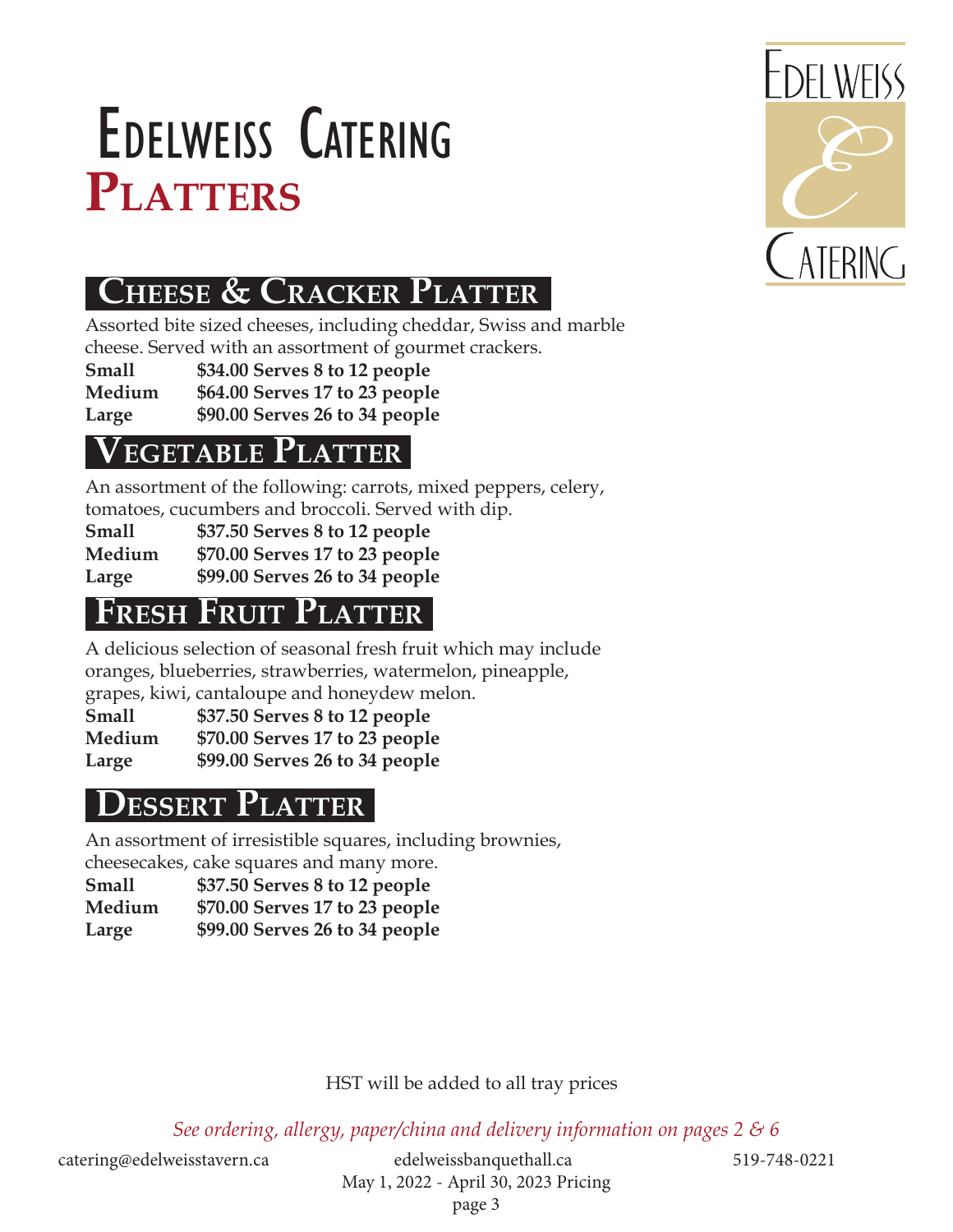# Edelweiss Catering

# Platters

## Cheese & Cracker Platter

Assorted bite sized cheeses, including cheddar, Swiss and marble cheese. Served with an assortment of gourmet crackers.

| | |
|---|---|
| **Small** | **$34.00 Serves 8 to 12 people** |
| **Medium** | **$64.00 Serves 17 to 23 people** |
| **Large** | **$90.00 Serves 26 to 34 people** |

## Vegetable Platter

An assortment of the following: carrots, mixed peppers, celery, tomatoes, cucumbers and broccoli. Served with dip.

| | |
|---|---|
| **Small** | **$37.50 Serves 8 to 12 people** |
| **Medium** | **$70.00 Serves 17 to 23 people** |
| **Large** | **$99.00 Serves 26 to 34 people** |

## Fresh Fruit Platter

A delicious selection of seasonal fresh fruit which may include oranges, blueberries, strawberries, watermelon, pineapple, grapes, kiwi, cantaloupe and honeydew melon.

| | |
|---|---|
| **Small** | **$37.50 Serves 8 to 12 people** |
| **Medium** | **$70.00 Serves 17 to 23 people** |
| **Large** | **$99.00 Serves 26 to 34 people** |

## Dessert Platter

An assortment of irresistible squares, including brownies, cheesecakes, cake squares and many more.

| | |
|---|---|
| **Small** | **$37.50 Serves 8 to 12 people** |
| **Medium** | **$70.00 Serves 17 to 23 people** |
| **Large** | **$99.00 Serves 26 to 34 people** |

HST will be added to all tray prices

*See ordering, allergy, paper/china and delivery information on pages 2 & 6*

catering@edelweisstavern.ca edelweissbanquethall.ca 519-748-0221

May 1, 2022 - April 30, 2023 Pricing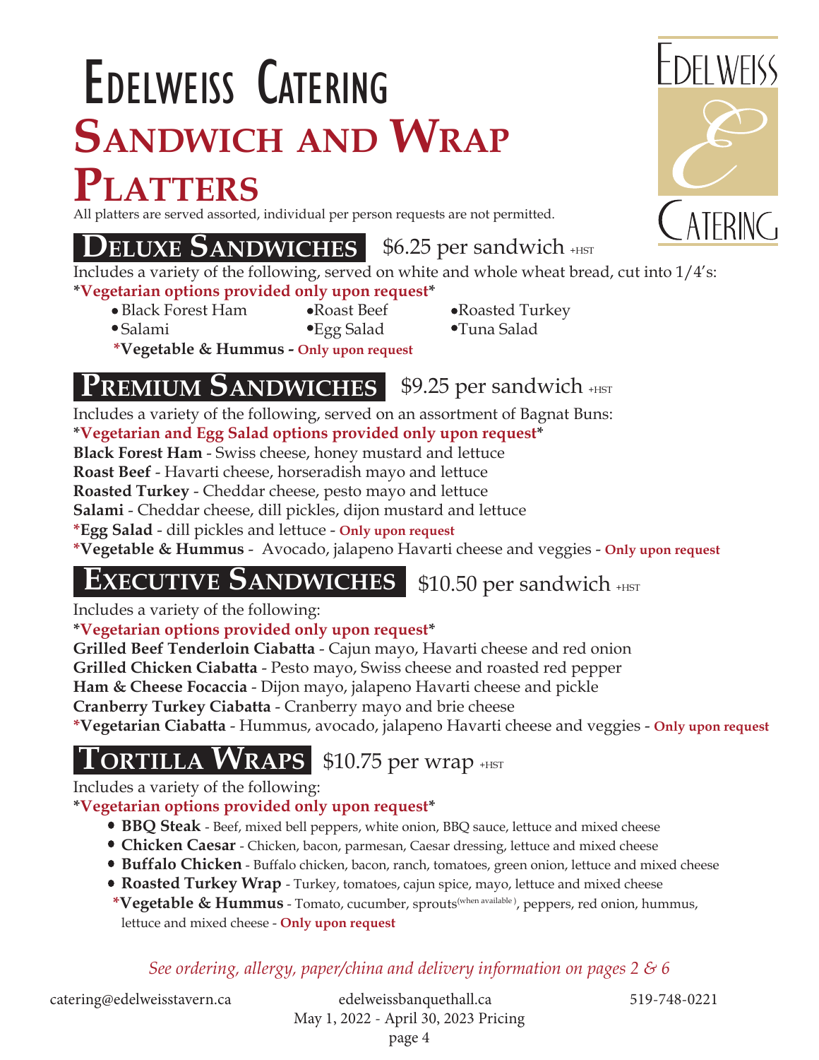# Edelweiss Catering

# Sandwich and Wrap Platters

All platters are served assorted, individual per person requests are not permitted.

## Deluxe Sandwiches

$6.25 per sandwich +HST

Includes a variety of the following, served on white and whole wheat bread, cut into 1/4's:

***Vegetarian options provided only upon request***

- Black Forest Ham
- Roast Beef
- Roasted Turkey
- Salami
- Egg Salad
- Tuna Salad

***Vegetable & Hummus - Only upon request**

## Premium Sandwiches

$9.25 per sandwich +HST

Includes a variety of the following, served on an assortment of Bagnat Buns:

***Vegetarian and Egg Salad options provided only upon request***

**Black Forest Ham** - Swiss cheese, honey mustard and lettuce

**Roast Beef** - Havarti cheese, horseradish mayo and lettuce

**Roasted Turkey** - Cheddar cheese, pesto mayo and lettuce

**Salami** - Cheddar cheese, dill pickles, dijon mustard and lettuce

***Egg Salad** - dill pickles and lettuce - **Only upon request**

***Vegetable & Hummus** - Avocado, jalapeno Havarti cheese and veggies - **Only upon request**

## Executive Sandwiches

$10.50 per sandwich +HST

Includes a variety of the following:

***Vegetarian options provided only upon request***

**Grilled Beef Tenderloin Ciabatta** - Cajun mayo, Havarti cheese and red onion

**Grilled Chicken Ciabatta** - Pesto mayo, Swiss cheese and roasted red pepper

**Ham & Cheese Focaccia** - Dijon mayo, jalapeno Havarti cheese and pickle

**Cranberry Turkey Ciabatta** - Cranberry mayo and brie cheese

***Vegetarian Ciabatta** - Hummus, avocado, jalapeno Havarti cheese and veggies - **Only upon request**

## Tortilla Wraps

$10.75 per wrap +HST

Includes a variety of the following:

***Vegetarian options provided only upon request***

- **BBQ Steak** - Beef, mixed bell peppers, white onion, BBQ sauce, lettuce and mixed cheese
- **Chicken Caesar** - Chicken, bacon, parmesan, Caesar dressing, lettuce and mixed cheese
- **Buffalo Chicken** - Buffalo chicken, bacon, ranch, tomatoes, green onion, lettuce and mixed cheese
- **Roasted Turkey Wrap** - Turkey, tomatoes, cajun spice, mayo, lettuce and mixed cheese

***Vegetable & Hummus** - Tomato, cucumber, sprouts(when available), peppers, red onion, hummus, lettuce and mixed cheese - **Only upon request**

*See ordering, allergy, paper/china and delivery information on pages 2 & 6*

catering@edelweisstavern.ca | edelweissbanquethall.ca | 519-748-0221

May 1, 2022 - April 30, 2023 Pricing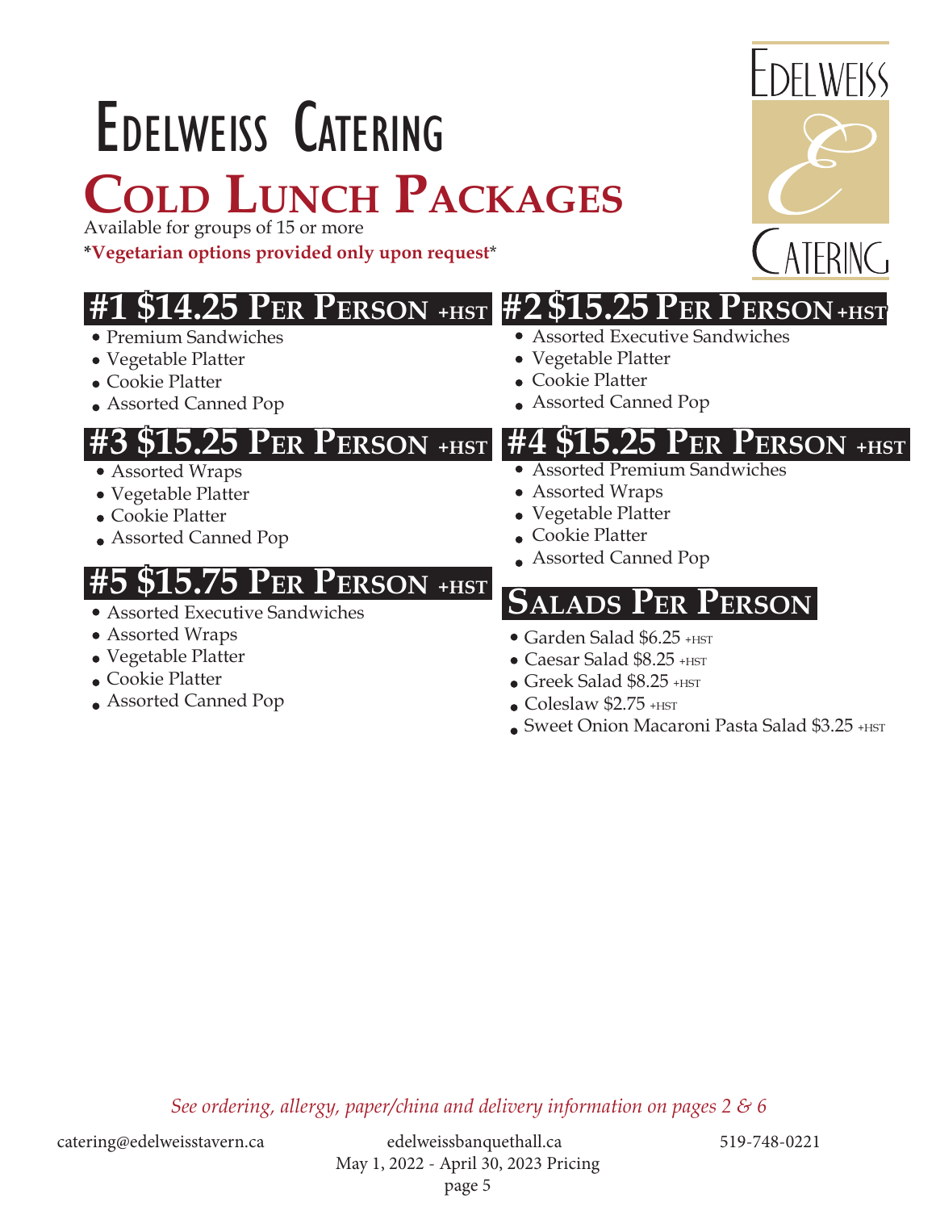# Edelweiss Catering

## Cold Lunch Packages

Available for groups of 15 or more

*Vegetarian options provided only upon request*

### #1 $14.25 Per Person +HST

- Premium Sandwiches
- Vegetable Platter
- Cookie Platter
- Assorted Canned Pop

### #2 $15.25 Per Person +HST

- Assorted Executive Sandwiches
- Vegetable Platter
- Cookie Platter
- Assorted Canned Pop

### #3 $15.25 Per Person +HST

- Assorted Wraps
- Vegetable Platter
- Cookie Platter
- Assorted Canned Pop

### #4 $15.25 Per Person +HST

- Assorted Premium Sandwiches
- Assorted Wraps
- Vegetable Platter
- Cookie Platter
- Assorted Canned Pop

### #5 $15.75 Per Person +HST

- Assorted Executive Sandwiches
- Assorted Wraps
- Vegetable Platter
- Cookie Platter
- Assorted Canned Pop

### Salads Per Person

- Garden Salad $6.25 +HST
- Caesar Salad $8.25 +HST
- Greek Salad $8.25 +HST
- Coleslaw $2.75 +HST
- Sweet Onion Macaroni Pasta Salad $3.25 +HST

*See ordering, allergy, paper/china and delivery information on pages 2 & 6*

catering@edelweisstavern.ca edelweissbanquethall.ca 519-748-0221

May 1, 2022 - April 30, 2023 Pricing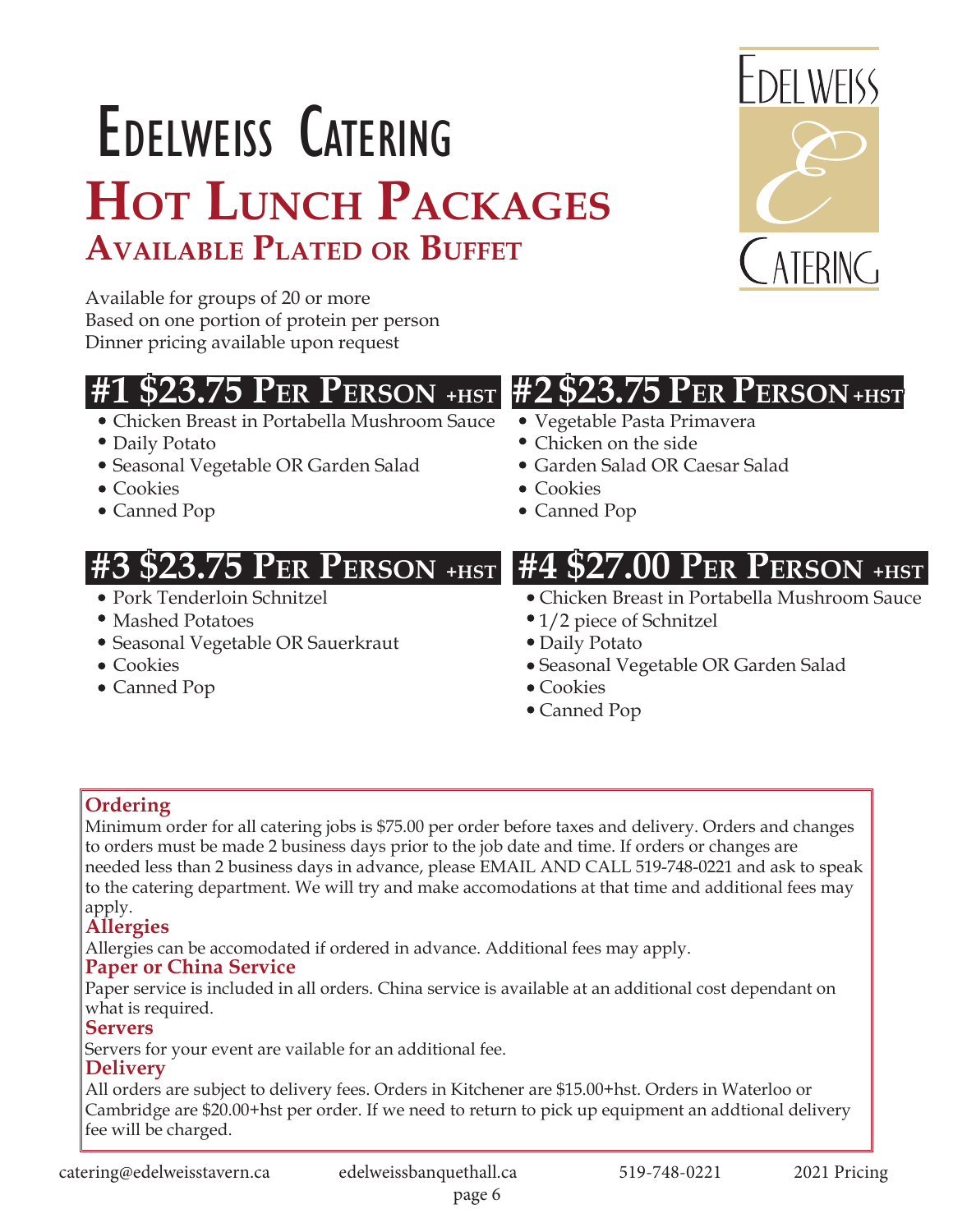# Edelweiss Catering

## Hot Lunch Packages

### Available Plated or Buffet

Available for groups of 20 or more
Based on one portion of protein per person
Dinner pricing available upon request

## #1 $23.75 Per Person +HST

- Chicken Breast in Portabella Mushroom Sauce
- Daily Potato
- Seasonal Vegetable OR Garden Salad
- Cookies
- Canned Pop

## #2 $23.75 Per Person +HST

- Vegetable Pasta Primavera
- Chicken on the side
- Garden Salad OR Caesar Salad
- Cookies
- Canned Pop

## #3 $23.75 Per Person +HST

- Pork Tenderloin Schnitzel
- Mashed Potatoes
- Seasonal Vegetable OR Sauerkraut
- Cookies
- Canned Pop

## #4 $27.00 Per Person +HST

- Chicken Breast in Portabella Mushroom Sauce
- 1/2 piece of Schnitzel
- Daily Potato
- Seasonal Vegetable OR Garden Salad
- Cookies
- Canned Pop

### Ordering

Minimum order for all catering jobs is $75.00 per order before taxes and delivery. Orders and changes to orders must be made 2 business days prior to the job date and time. If orders or changes are needed less than 2 business days in advance, please EMAIL AND CALL 519-748-0221 and ask to speak to the catering department. We will try and make accomodations at that time and additional fees may apply.

### Allergies

Allergies can be accomodated if ordered in advance. Additional fees may apply.

### Paper or China Service

Paper service is included in all orders. China service is available at an additional cost dependant on what is required.

### Servers

Servers for your event are vailable for an additional fee.

### Delivery

All orders are subject to delivery fees. Orders in Kitchener are $15.00+hst. Orders in Waterloo or Cambridge are $20.00+hst per order. If we need to return to pick up equipment an addtional delivery fee will be charged.

catering@edelweisstavern.ca edelweissbanquethall.ca 519-748-0221 2021 Pricing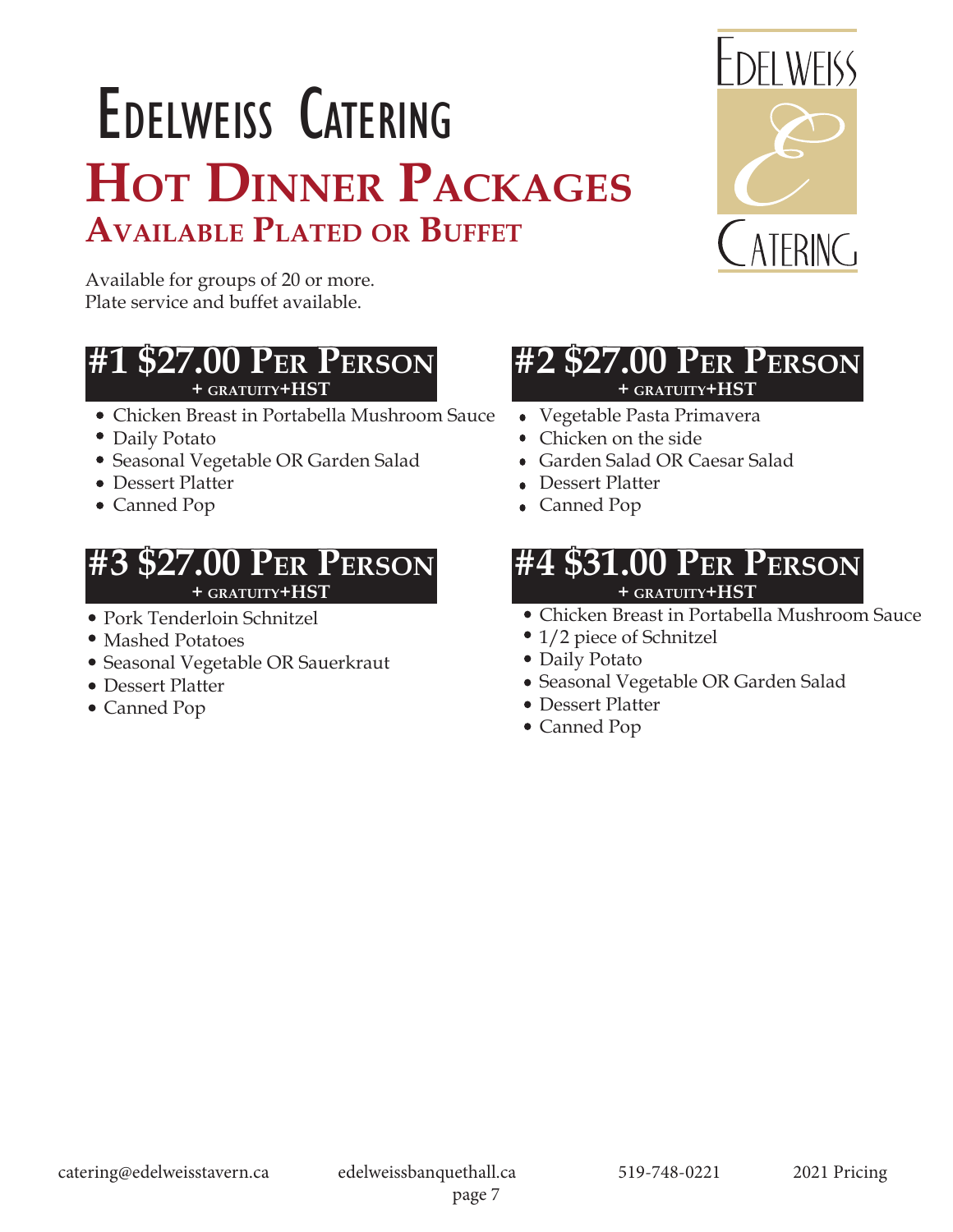# Edelweiss Catering

## Hot Dinner Packages

### Available Plated or Buffet

Available for groups of 20 or more.
Plate service and buffet available.

### #1 $27.00 Per Person
+ gratuity+HST

- Chicken Breast in Portabella Mushroom Sauce
- Daily Potato
- Seasonal Vegetable OR Garden Salad
- Dessert Platter
- Canned Pop

### #2 $27.00 Per Person
+ gratuity+HST

- Vegetable Pasta Primavera
- Chicken on the side
- Garden Salad OR Caesar Salad
- Dessert Platter
- Canned Pop

### #3 $27.00 Per Person
+ gratuity+HST

- Pork Tenderloin Schnitzel
- Mashed Potatoes
- Seasonal Vegetable OR Sauerkraut
- Dessert Platter
- Canned Pop

### #4 $31.00 Per Person
+ gratuity+HST

- Chicken Breast in Portabella Mushroom Sauce
- 1/2 piece of Schnitzel
- Daily Potato
- Seasonal Vegetable OR Garden Salad
- Dessert Platter
- Canned Pop

catering@edelweisstavern.ca edelweissbanquethall.ca 519-748-0221 2021 Pricing